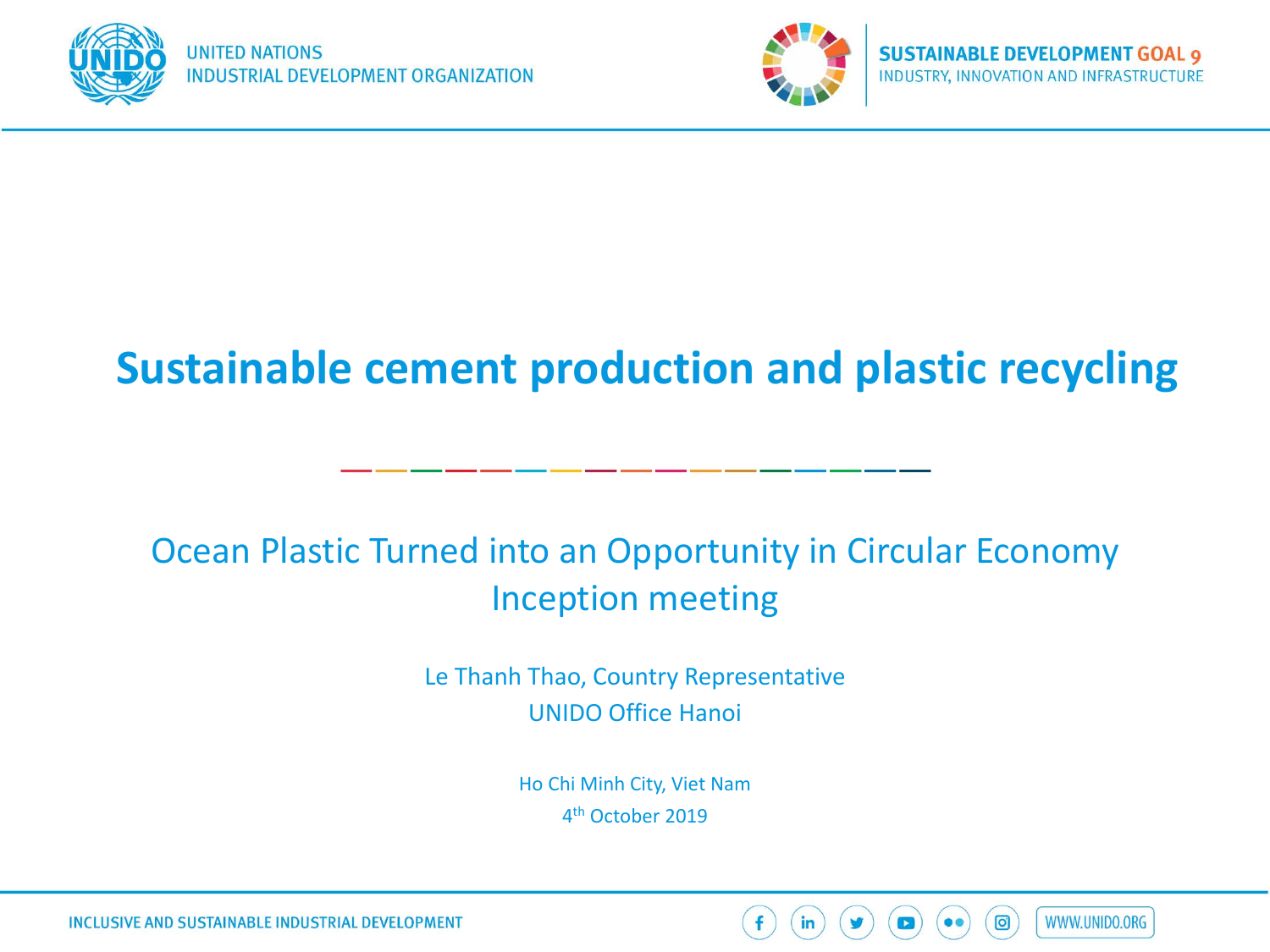UNITED NATIONS
INDUSTRIAL DEVELOPMENT ORGANIZATION

SUSTAINABLE DEVELOPMENT GOAL 9
INDUSTRY, INNOVATION AND INFRASTRUCTURE

# Sustainable cement production and plastic recycling

## Ocean Plastic Turned into an Opportunity in Circular Economy Inception meeting

Le Thanh Thao, Country Representative
UNIDO Office Hanoi

Ho Chi Minh City, Viet Nam
4th October 2019

INCLUSIVE AND SUSTAINABLE INDUSTRIAL DEVELOPMENT

WWW.UNIDO.ORG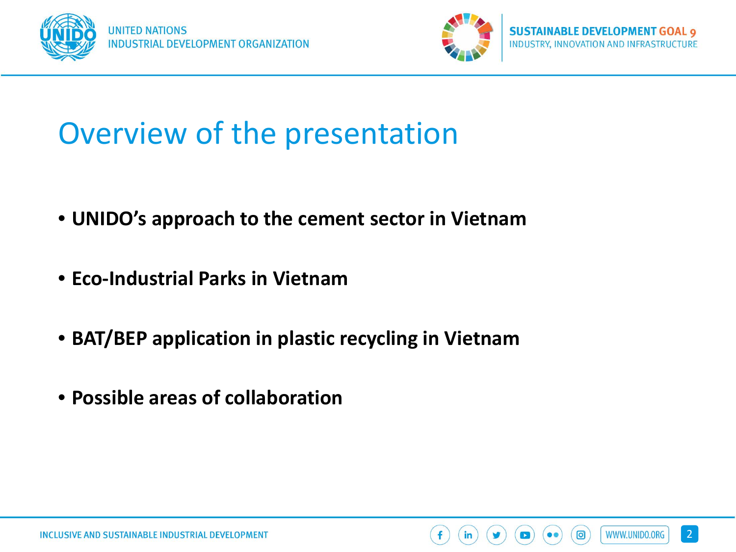# Overview of the presentation

- **UNIDO's approach to the cement sector in Vietnam**
- **Eco-Industrial Parks in Vietnam**
- **BAT/BEP application in plastic recycling in Vietnam**
- **Possible areas of collaboration**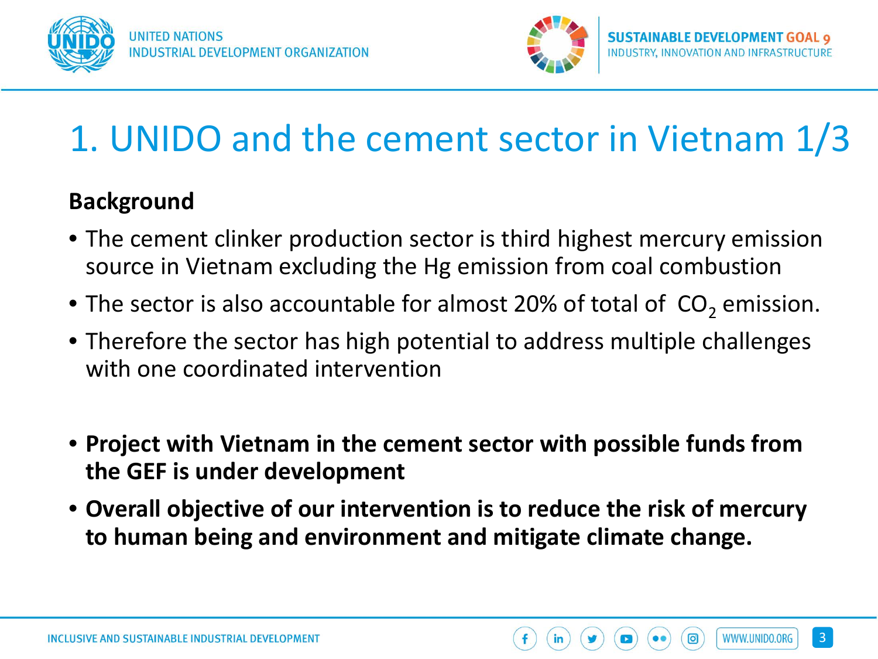# 1. UNIDO and the cement sector in Vietnam 1/3

**Background**

- The cement clinker production sector is third highest mercury emission source in Vietnam excluding the Hg emission from coal combustion
- The sector is also accountable for almost 20% of total of $CO_2$ emission.
- Therefore the sector has high potential to address multiple challenges with one coordinated intervention

- **Project with Vietnam in the cement sector with possible funds from the GEF is under development**
- **Overall objective of our intervention is to reduce the risk of mercury to human being and environment and mitigate climate change.**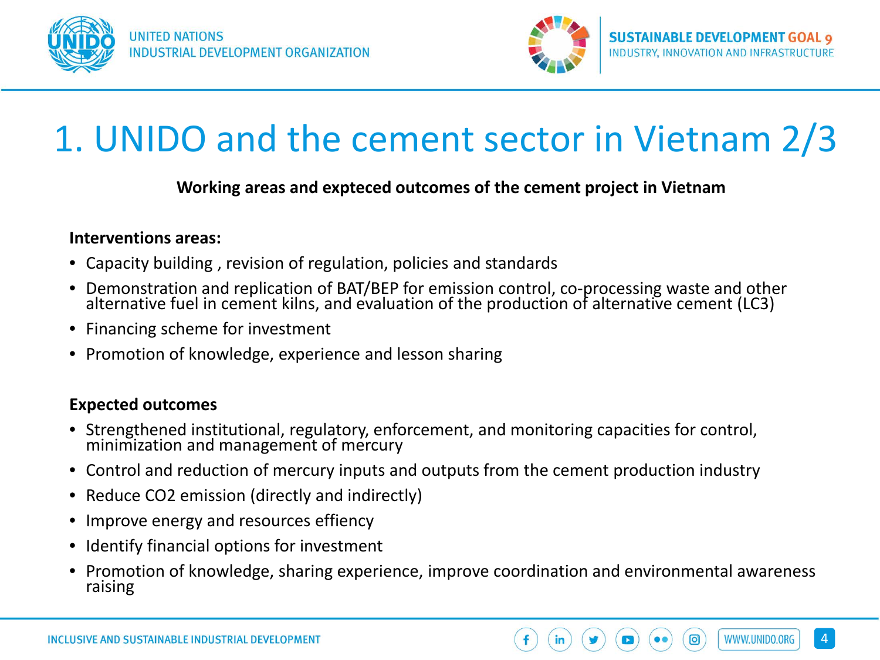# 1. UNIDO and the cement sector in Vietnam 2/3

**Working areas and expteced outcomes of the cement project in Vietnam**

**Interventions areas:**

- Capacity building , revision of regulation, policies and standards
- Demonstration and replication of BAT/BEP for emission control, co-processing waste and other alternative fuel in cement kilns, and evaluation of the production of alternative cement (LC3)
- Financing scheme for investment
- Promotion of knowledge, experience and lesson sharing

**Expected outcomes**

- Strengthened institutional, regulatory, enforcement, and monitoring capacities for control, minimization and management of mercury
- Control and reduction of mercury inputs and outputs from the cement production industry
- Reduce CO2 emission (directly and indirectly)
- Improve energy and resources effiency
- Identify financial options for investment
- Promotion of knowledge, sharing experience, improve coordination and environmental awareness raising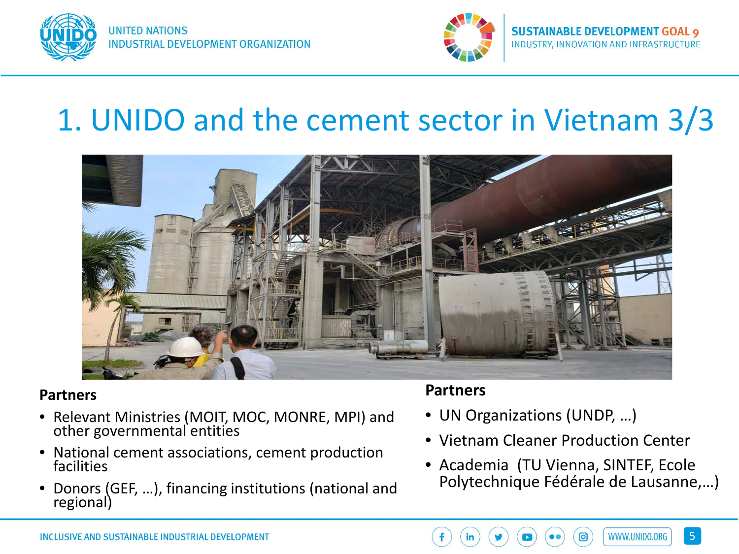# 1. UNIDO and the cement sector in Vietnam 3/3

**Partners**

- Relevant Ministries (MOIT, MOC, MONRE, MPI) and other governmental entities
- National cement associations, cement production facilities
- Donors (GEF, …), financing institutions (national and regional)

**Partners**

- UN Organizations (UNDP, …)
- Vietnam Cleaner Production Center
- Academia (TU Vienna, SINTEF, Ecole Polytechnique Fédérale de Lausanne,…)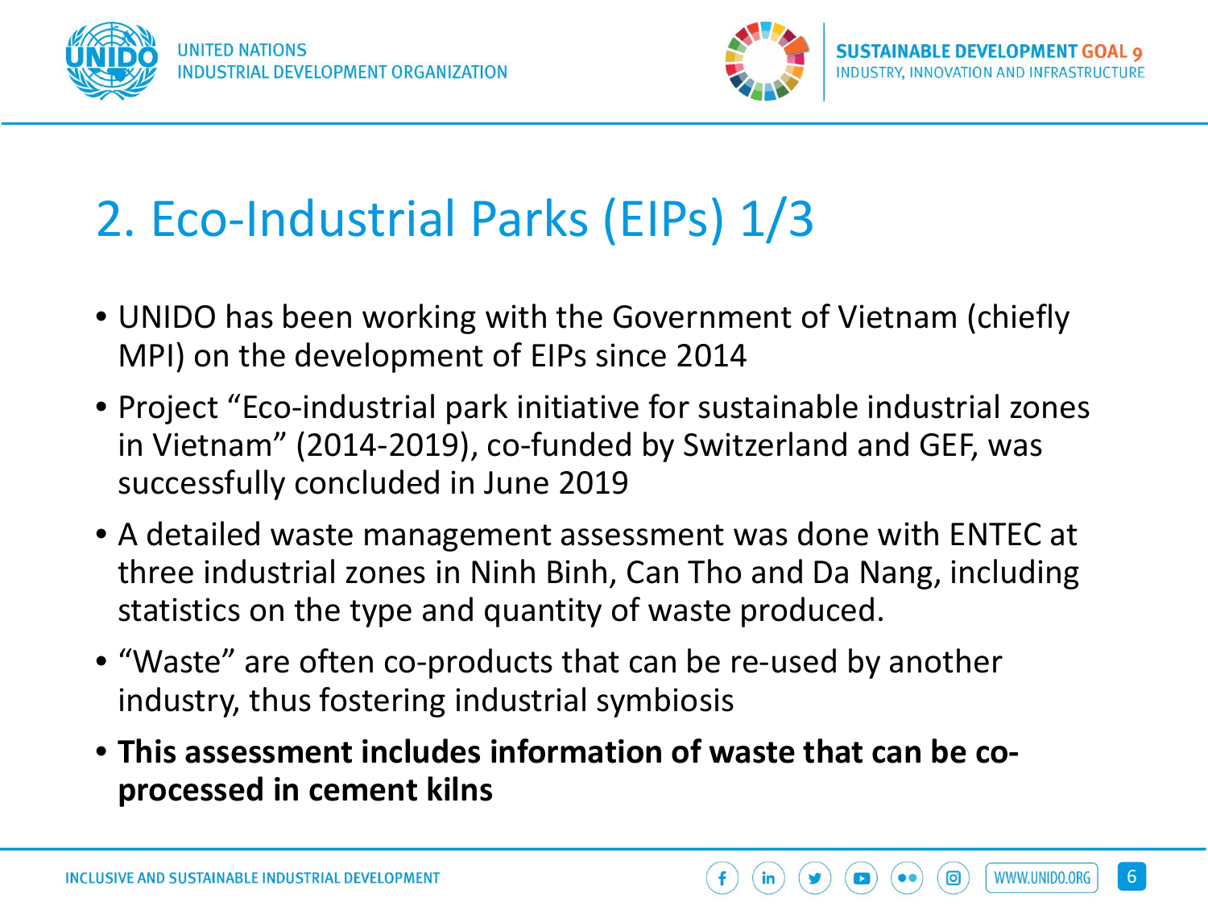# 2. Eco-Industrial Parks (EIPs) 1/3

- UNIDO has been working with the Government of Vietnam (chiefly MPI) on the development of EIPs since 2014
- Project "Eco-industrial park initiative for sustainable industrial zones in Vietnam" (2014-2019), co-funded by Switzerland and GEF, was successfully concluded in June 2019
- A detailed waste management assessment was done with ENTEC at three industrial zones in Ninh Binh, Can Tho and Da Nang, including statistics on the type and quantity of waste produced.
- "Waste" are often co-products that can be re-used by another industry, thus fostering industrial symbiosis
- **This assessment includes information of waste that can be co-processed in cement kilns**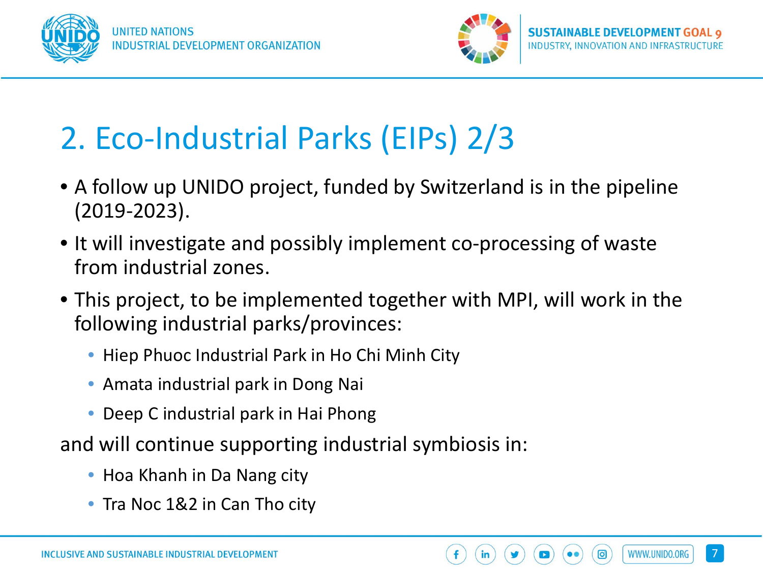# 2. Eco-Industrial Parks (EIPs) 2/3

- A follow up UNIDO project, funded by Switzerland is in the pipeline (2019-2023).
- It will investigate and possibly implement co-processing of waste from industrial zones.
- This project, to be implemented together with MPI, will work in the following industrial parks/provinces:
  - Hiep Phuoc Industrial Park in Ho Chi Minh City
  - Amata industrial park in Dong Nai
  - Deep C industrial park in Hai Phong

and will continue supporting industrial symbiosis in:

  - Hoa Khanh in Da Nang city
  - Tra Noc 1&2 in Can Tho city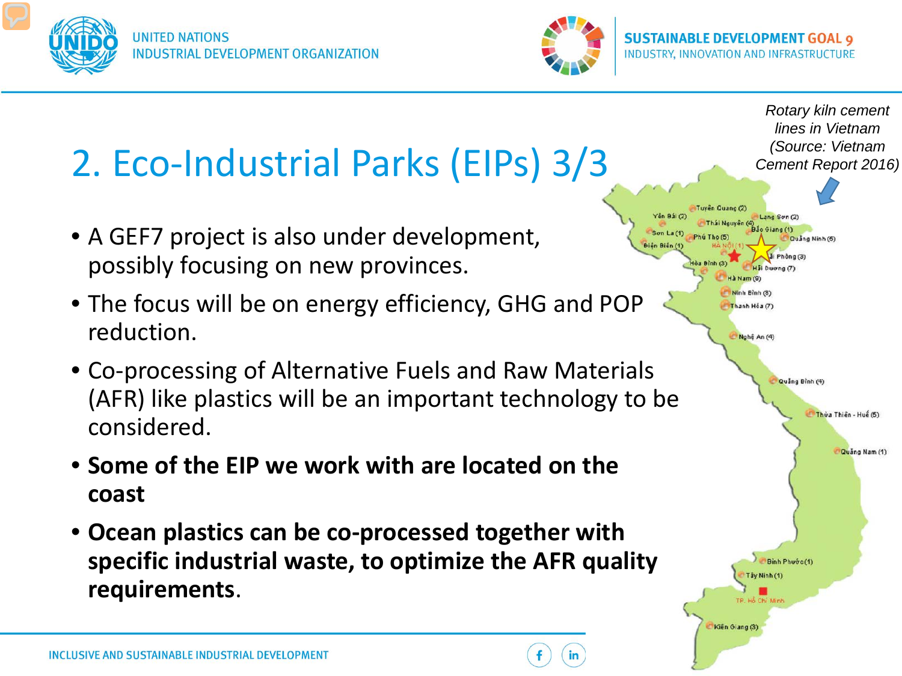# 2. Eco-Industrial Parks (EIPs) 3/3

*Rotary kiln cement lines in Vietnam (Source: Vietnam Cement Report 2016)*

- A GEF7 project is also under development, possibly focusing on new provinces.
- The focus will be on energy efficiency, GHG and POP reduction.
- Co-processing of Alternative Fuels and Raw Materials (AFR) like plastics will be an important technology to be considered.
- **Some of the EIP we work with are located on the coast**
- **Ocean plastics can be co-processed together with specific industrial waste, to optimize the AFR quality requirements**.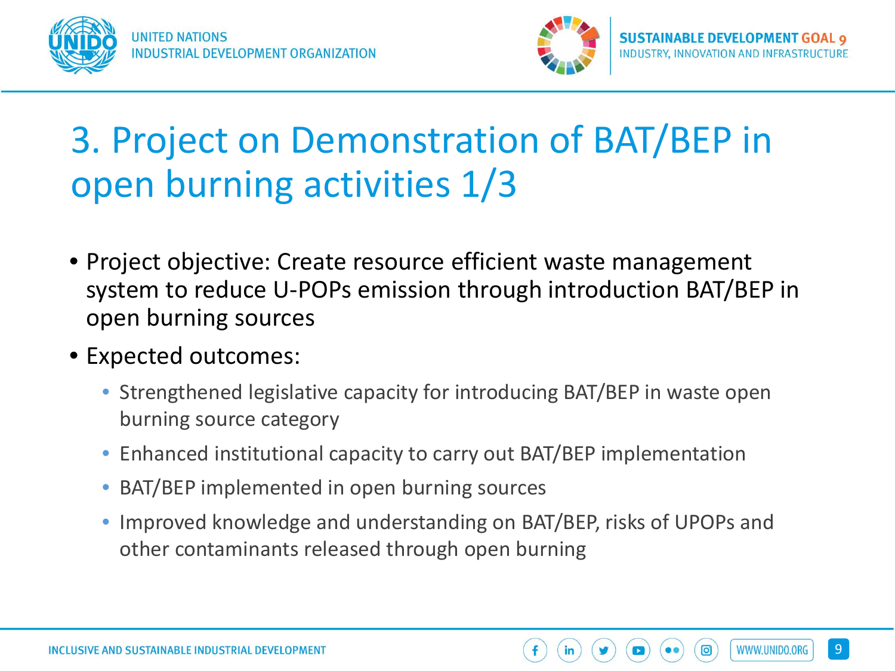# 3. Project on Demonstration of BAT/BEP in open burning activities 1/3

- Project objective: Create resource efficient waste management system to reduce U-POPs emission through introduction BAT/BEP in open burning sources
- Expected outcomes:
  - Strengthened legislative capacity for introducing BAT/BEP in waste open burning source category
  - Enhanced institutional capacity to carry out BAT/BEP implementation
  - BAT/BEP implemented in open burning sources
  - Improved knowledge and understanding on BAT/BEP, risks of UPOPs and other contaminants released through open burning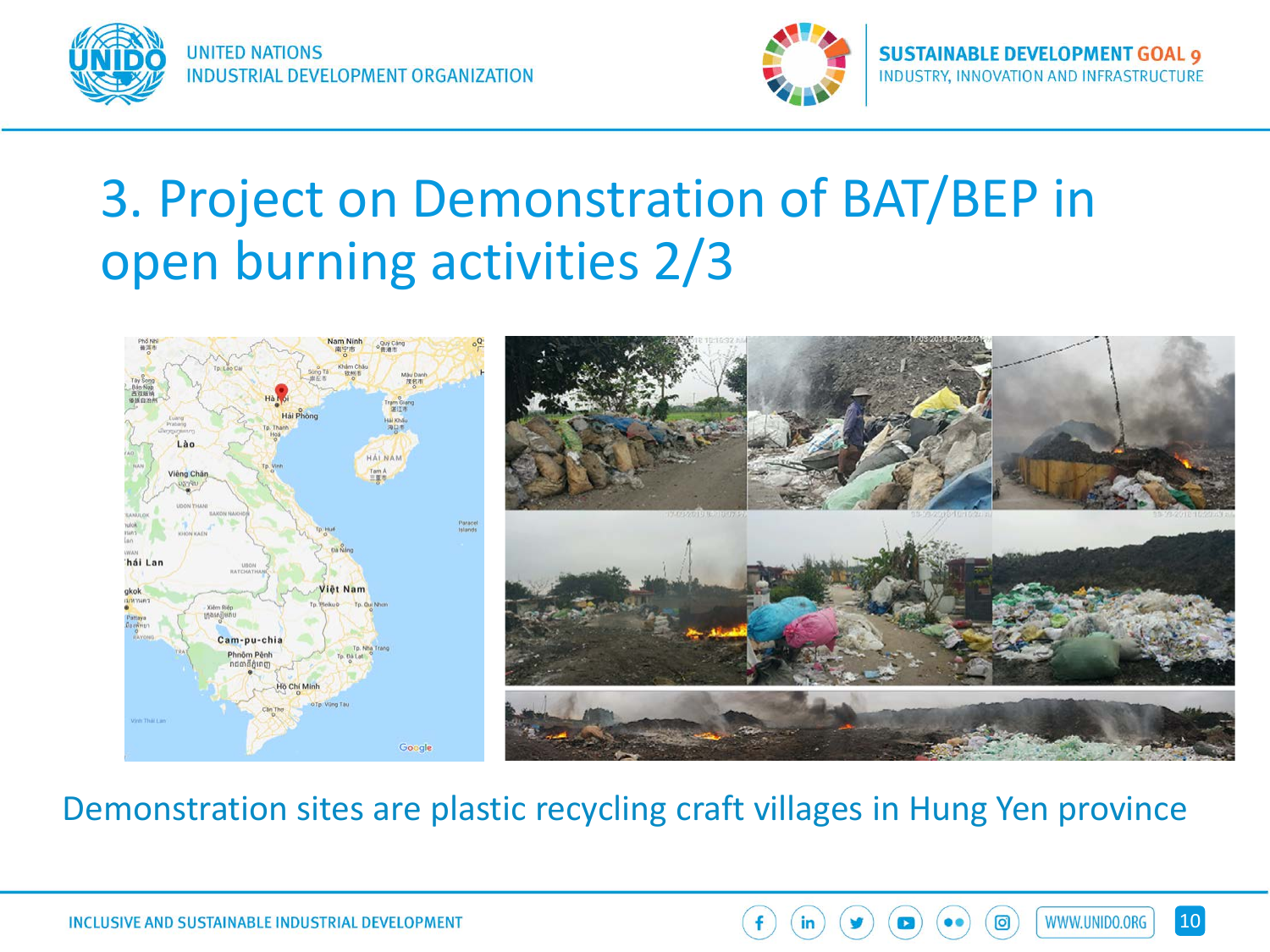# 3. Project on Demonstration of BAT/BEP in open burning activities 2/3

Demonstration sites are plastic recycling craft villages in Hung Yen province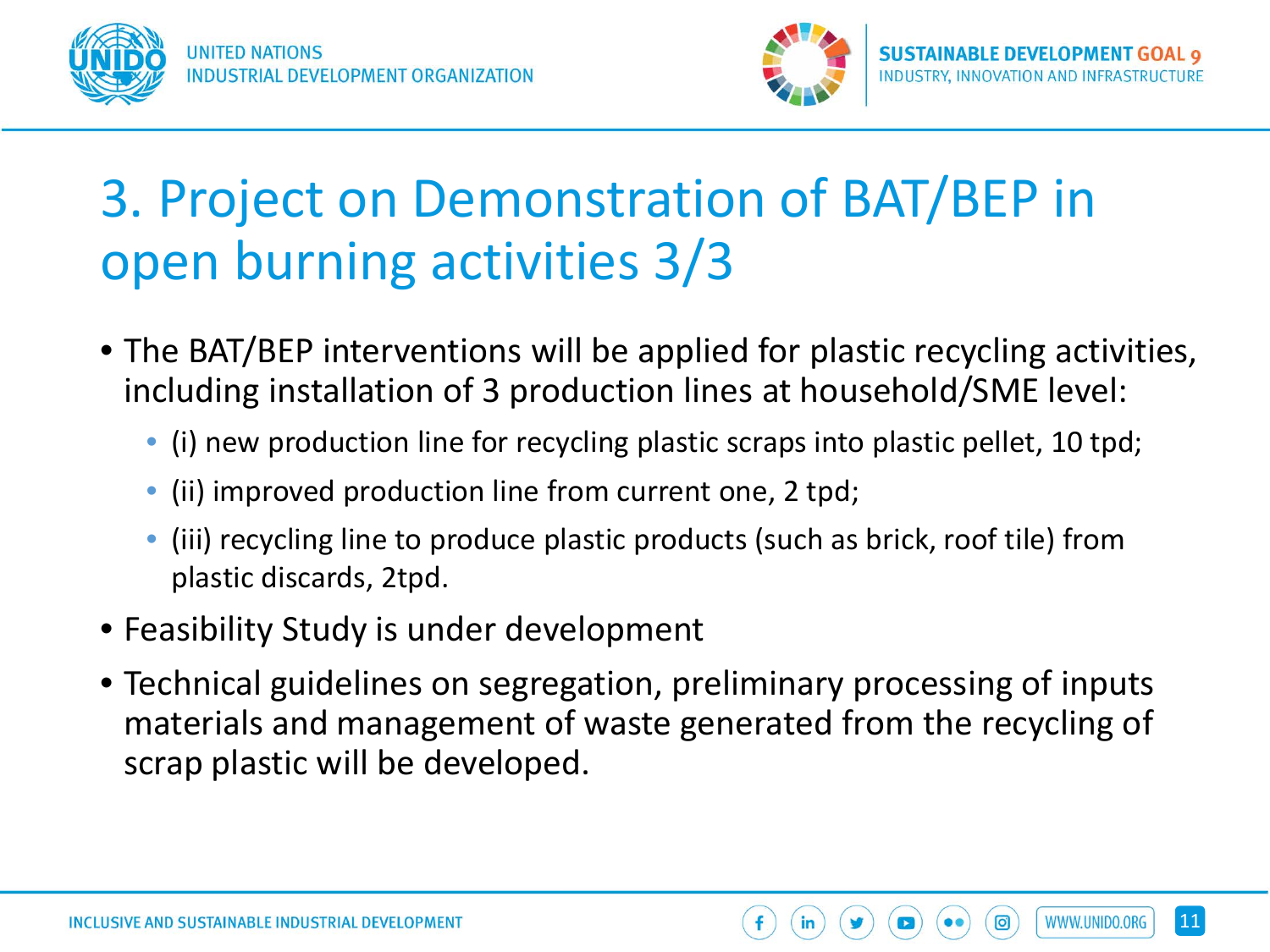# 3. Project on Demonstration of BAT/BEP in open burning activities 3/3

- The BAT/BEP interventions will be applied for plastic recycling activities, including installation of 3 production lines at household/SME level:
  - (i) new production line for recycling plastic scraps into plastic pellet, 10 tpd;
  - (ii) improved production line from current one, 2 tpd;
  - (iii) recycling line to produce plastic products (such as brick, roof tile) from plastic discards, 2tpd.
- Feasibility Study is under development
- Technical guidelines on segregation, preliminary processing of inputs materials and management of waste generated from the recycling of scrap plastic will be developed.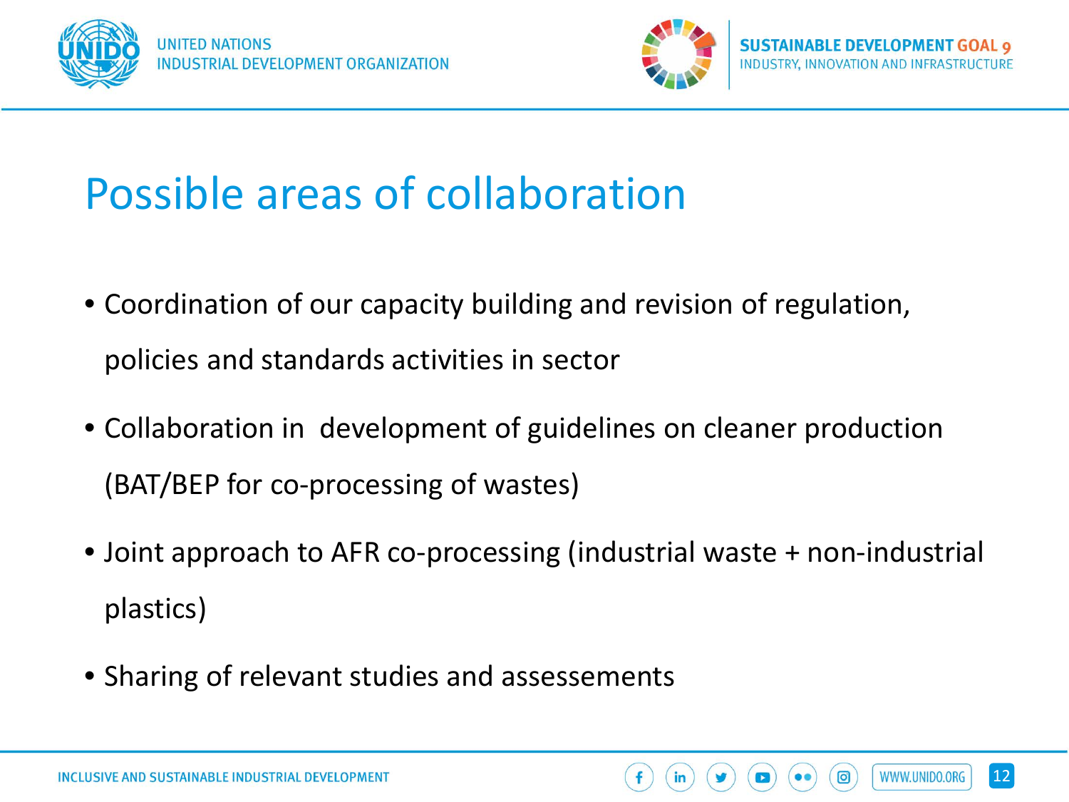# Possible areas of collaboration

- Coordination of our capacity building and revision of regulation, policies and standards activities in sector
- Collaboration in development of guidelines on cleaner production (BAT/BEP for co-processing of wastes)
- Joint approach to AFR co-processing (industrial waste + non-industrial plastics)
- Sharing of relevant studies and assessements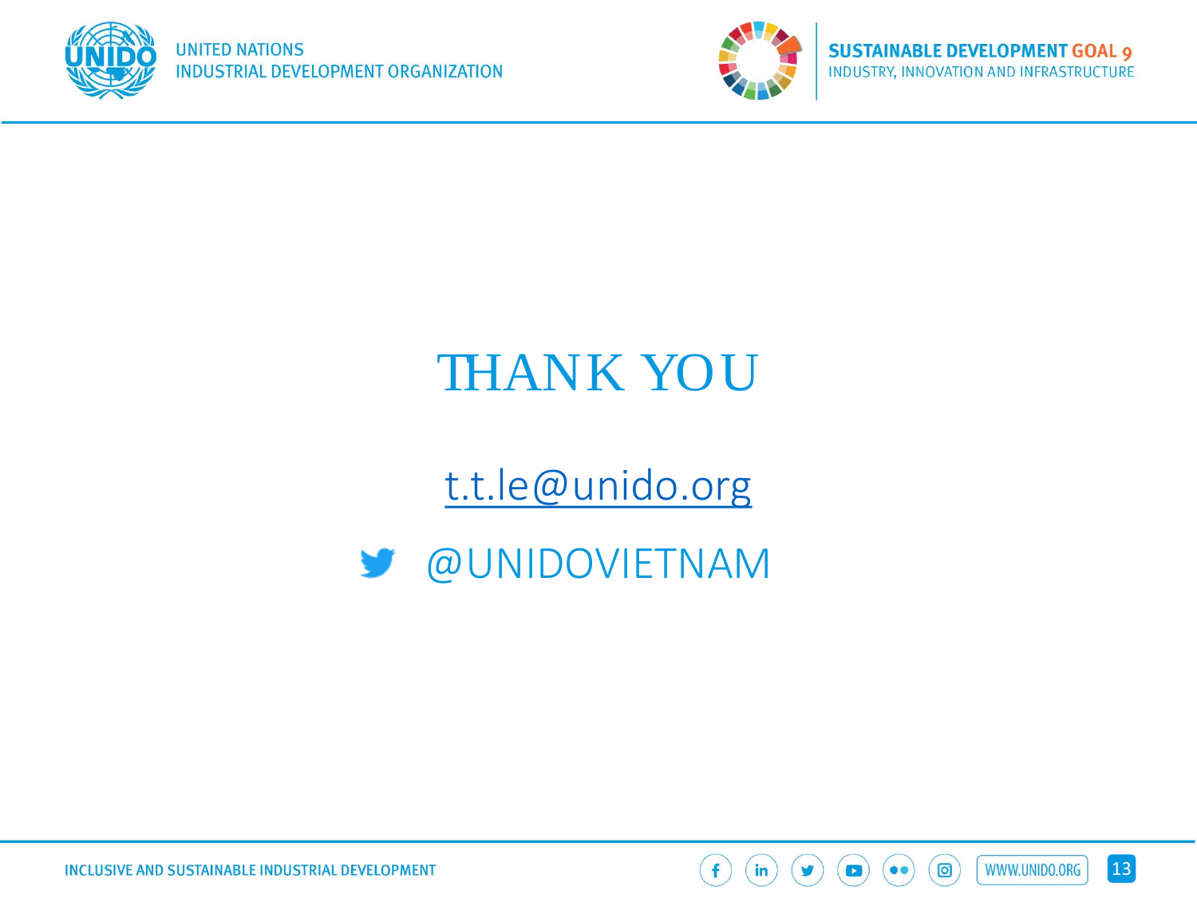# THANK YOU

t.t.le@unido.org

@UNIDOVIETNAM